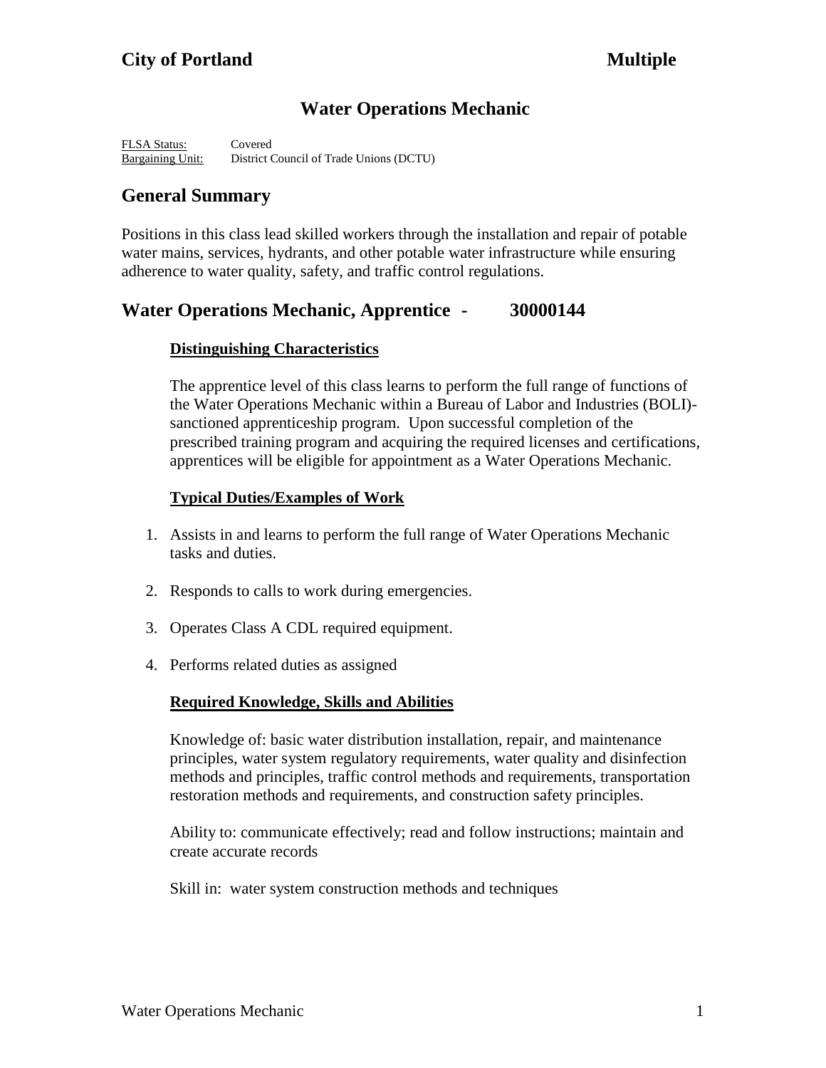**City of Portland** **Multiple**

# Water Operations Mechanic

FLSA Status: Covered
Bargaining Unit: District Council of Trade Unions (DCTU)

## General Summary

Positions in this class lead skilled workers through the installation and repair of potable water mains, services, hydrants, and other potable water infrastructure while ensuring adherence to water quality, safety, and traffic control regulations.

## Water Operations Mechanic, Apprentice - 30000144

### Distinguishing Characteristics

The apprentice level of this class learns to perform the full range of functions of the Water Operations Mechanic within a Bureau of Labor and Industries (BOLI)-sanctioned apprenticeship program. Upon successful completion of the prescribed training program and acquiring the required licenses and certifications, apprentices will be eligible for appointment as a Water Operations Mechanic.

### Typical Duties/Examples of Work

1. Assists in and learns to perform the full range of Water Operations Mechanic tasks and duties.
2. Responds to calls to work during emergencies.
3. Operates Class A CDL required equipment.
4. Performs related duties as assigned

### Required Knowledge, Skills and Abilities

Knowledge of: basic water distribution installation, repair, and maintenance principles, water system regulatory requirements, water quality and disinfection methods and principles, traffic control methods and requirements, transportation restoration methods and requirements, and construction safety principles.

Ability to: communicate effectively; read and follow instructions; maintain and create accurate records

Skill in: water system construction methods and techniques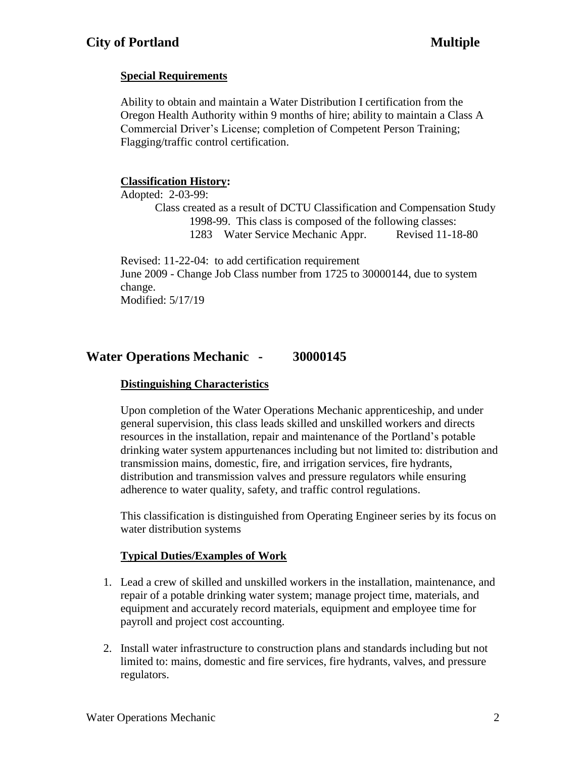### Special Requirements

Ability to obtain and maintain a Water Distribution I certification from the Oregon Health Authority within 9 months of hire; ability to maintain a Class A Commercial Driver's License; completion of Competent Person Training; Flagging/traffic control certification.

### Classification History:

Adopted: 2-03-99:

Class created as a result of DCTU Classification and Compensation Study 1998-99. This class is composed of the following classes:

1283 Water Service Mechanic Appr. Revised 11-18-80

Revised: 11-22-04: to add certification requirement

June 2009 - Change Job Class number from 1725 to 30000144, due to system change.

Modified: 5/17/19

## Water Operations Mechanic - 30000145

### Distinguishing Characteristics

Upon completion of the Water Operations Mechanic apprenticeship, and under general supervision, this class leads skilled and unskilled workers and directs resources in the installation, repair and maintenance of the Portland's potable drinking water system appurtenances including but not limited to: distribution and transmission mains, domestic, fire, and irrigation services, fire hydrants, distribution and transmission valves and pressure regulators while ensuring adherence to water quality, safety, and traffic control regulations.

This classification is distinguished from Operating Engineer series by its focus on water distribution systems

### Typical Duties/Examples of Work

1. Lead a crew of skilled and unskilled workers in the installation, maintenance, and repair of a potable drinking water system; manage project time, materials, and equipment and accurately record materials, equipment and employee time for payroll and project cost accounting.

2. Install water infrastructure to construction plans and standards including but not limited to: mains, domestic and fire services, fire hydrants, valves, and pressure regulators.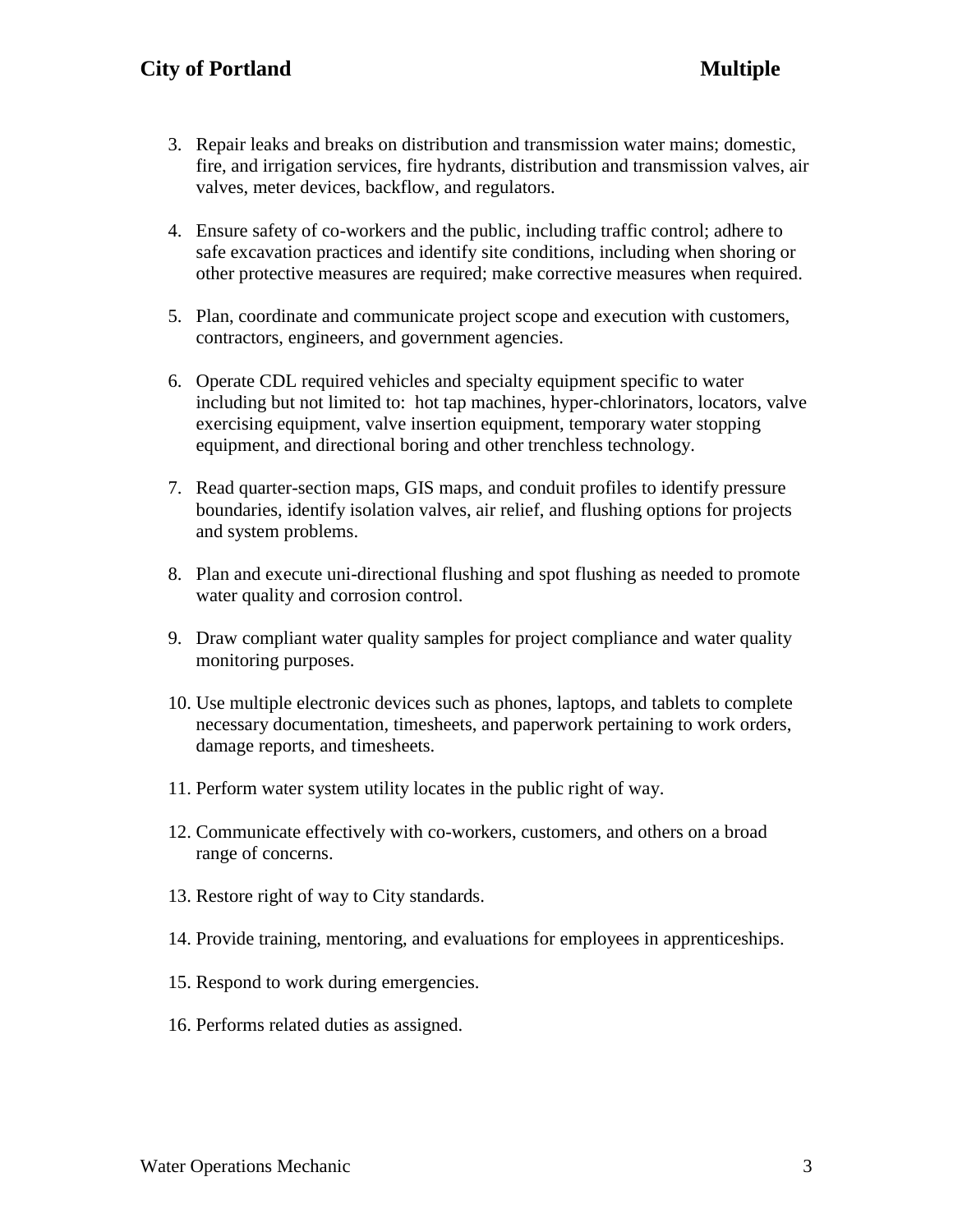3. Repair leaks and breaks on distribution and transmission water mains; domestic, fire, and irrigation services, fire hydrants, distribution and transmission valves, air valves, meter devices, backflow, and regulators.

4. Ensure safety of co-workers and the public, including traffic control; adhere to safe excavation practices and identify site conditions, including when shoring or other protective measures are required; make corrective measures when required.

5. Plan, coordinate and communicate project scope and execution with customers, contractors, engineers, and government agencies.

6. Operate CDL required vehicles and specialty equipment specific to water including but not limited to: hot tap machines, hyper-chlorinators, locators, valve exercising equipment, valve insertion equipment, temporary water stopping equipment, and directional boring and other trenchless technology.

7. Read quarter-section maps, GIS maps, and conduit profiles to identify pressure boundaries, identify isolation valves, air relief, and flushing options for projects and system problems.

8. Plan and execute uni-directional flushing and spot flushing as needed to promote water quality and corrosion control.

9. Draw compliant water quality samples for project compliance and water quality monitoring purposes.

10. Use multiple electronic devices such as phones, laptops, and tablets to complete necessary documentation, timesheets, and paperwork pertaining to work orders, damage reports, and timesheets.

11. Perform water system utility locates in the public right of way.

12. Communicate effectively with co-workers, customers, and others on a broad range of concerns.

13. Restore right of way to City standards.

14. Provide training, mentoring, and evaluations for employees in apprenticeships.

15. Respond to work during emergencies.

16. Performs related duties as assigned.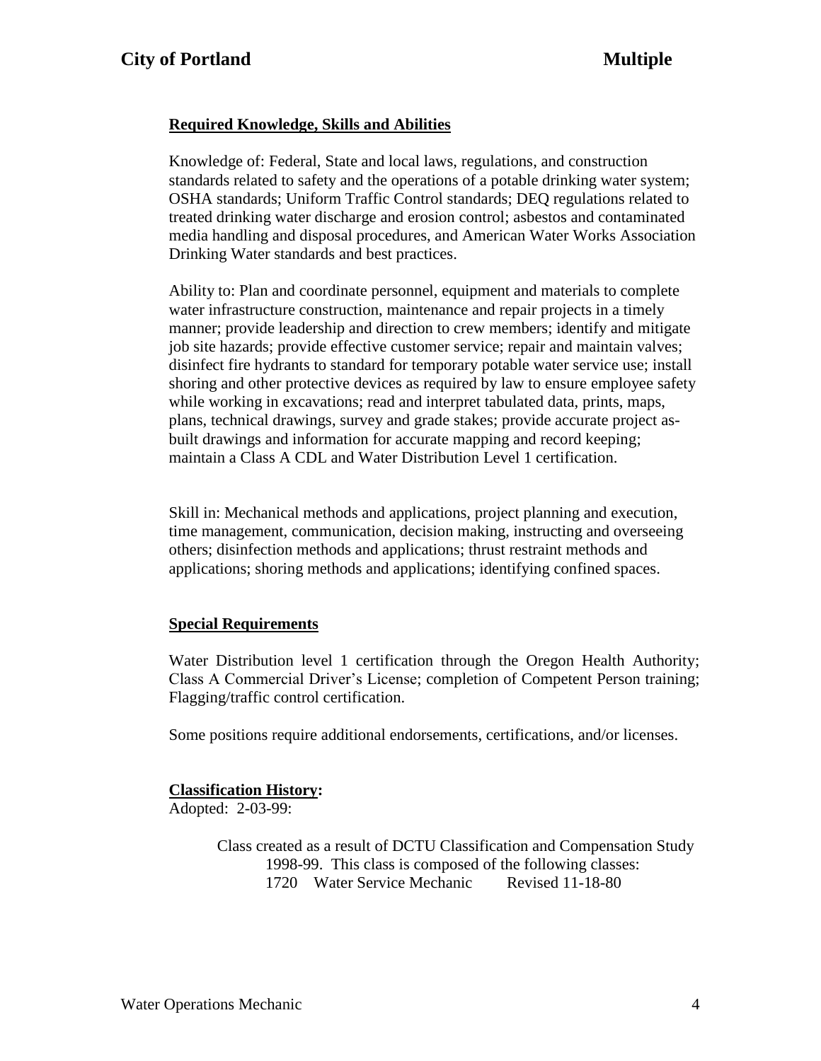## Required Knowledge, Skills and Abilities

Knowledge of: Federal, State and local laws, regulations, and construction standards related to safety and the operations of a potable drinking water system; OSHA standards; Uniform Traffic Control standards; DEQ regulations related to treated drinking water discharge and erosion control; asbestos and contaminated media handling and disposal procedures, and American Water Works Association Drinking Water standards and best practices.

Ability to: Plan and coordinate personnel, equipment and materials to complete water infrastructure construction, maintenance and repair projects in a timely manner; provide leadership and direction to crew members; identify and mitigate job site hazards; provide effective customer service; repair and maintain valves; disinfect fire hydrants to standard for temporary potable water service use; install shoring and other protective devices as required by law to ensure employee safety while working in excavations; read and interpret tabulated data, prints, maps, plans, technical drawings, survey and grade stakes; provide accurate project as-built drawings and information for accurate mapping and record keeping; maintain a Class A CDL and Water Distribution Level 1 certification.

Skill in: Mechanical methods and applications, project planning and execution, time management, communication, decision making, instructing and overseeing others; disinfection methods and applications; thrust restraint methods and applications; shoring methods and applications; identifying confined spaces.

## Special Requirements

Water Distribution level 1 certification through the Oregon Health Authority; Class A Commercial Driver's License; completion of Competent Person training; Flagging/traffic control certification.

Some positions require additional endorsements, certifications, and/or licenses.

## Classification History:

Adopted: 2-03-99:

Class created as a result of DCTU Classification and Compensation Study 1998-99. This class is composed of the following classes:

1720 Water Service Mechanic Revised 11-18-80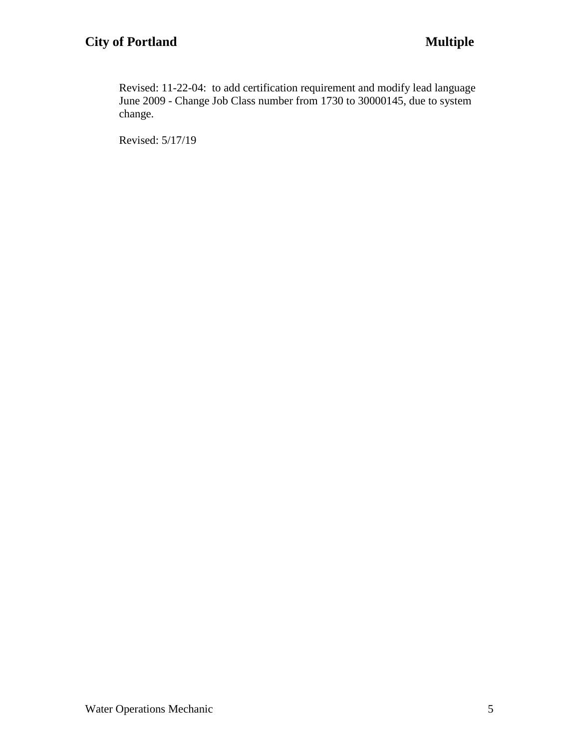Revised: 11-22-04: to add certification requirement and modify lead language
June 2009 - Change Job Class number from 1730 to 30000145, due to system change.

Revised: 5/17/19